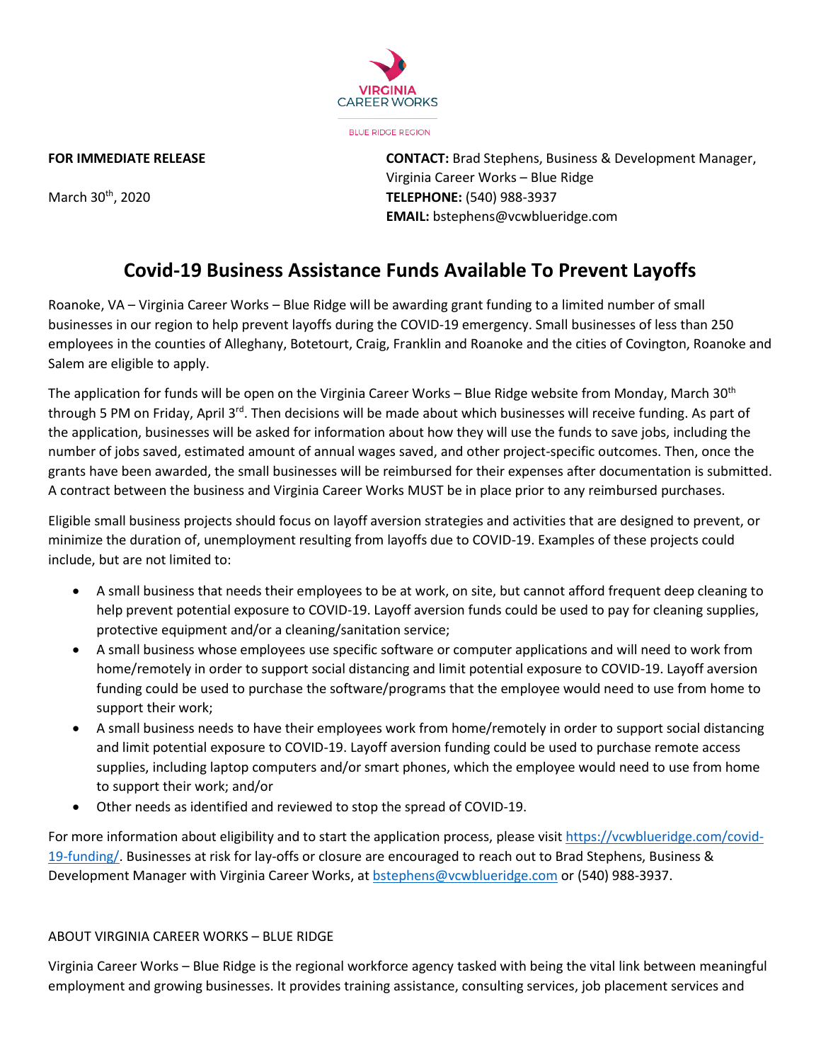VIRGINIA CAREER WORKS

BLUE RIDGE REGION

**FOR IMMEDIATE RELEASE**

March 30th, 2020

**CONTACT:** Brad Stephens, Business & Development Manager, Virginia Career Works – Blue Ridge
**TELEPHONE:** (540) 988-3937
**EMAIL:** bstephens@vcwblueridge.com

# Covid-19 Business Assistance Funds Available To Prevent Layoffs

Roanoke, VA – Virginia Career Works – Blue Ridge will be awarding grant funding to a limited number of small businesses in our region to help prevent layoffs during the COVID-19 emergency. Small businesses of less than 250 employees in the counties of Alleghany, Botetourt, Craig, Franklin and Roanoke and the cities of Covington, Roanoke and Salem are eligible to apply.

The application for funds will be open on the Virginia Career Works – Blue Ridge website from Monday, March 30th through 5 PM on Friday, April 3rd. Then decisions will be made about which businesses will receive funding. As part of the application, businesses will be asked for information about how they will use the funds to save jobs, including the number of jobs saved, estimated amount of annual wages saved, and other project-specific outcomes. Then, once the grants have been awarded, the small businesses will be reimbursed for their expenses after documentation is submitted. A contract between the business and Virginia Career Works MUST be in place prior to any reimbursed purchases.

Eligible small business projects should focus on layoff aversion strategies and activities that are designed to prevent, or minimize the duration of, unemployment resulting from layoffs due to COVID-19. Examples of these projects could include, but are not limited to:

- A small business that needs their employees to be at work, on site, but cannot afford frequent deep cleaning to help prevent potential exposure to COVID-19. Layoff aversion funds could be used to pay for cleaning supplies, protective equipment and/or a cleaning/sanitation service;
- A small business whose employees use specific software or computer applications and will need to work from home/remotely in order to support social distancing and limit potential exposure to COVID-19. Layoff aversion funding could be used to purchase the software/programs that the employee would need to use from home to support their work;
- A small business needs to have their employees work from home/remotely in order to support social distancing and limit potential exposure to COVID-19. Layoff aversion funding could be used to purchase remote access supplies, including laptop computers and/or smart phones, which the employee would need to use from home to support their work; and/or
- Other needs as identified and reviewed to stop the spread of COVID-19.

For more information about eligibility and to start the application process, please visit https://vcwblueridge.com/covid-19-funding/. Businesses at risk for lay-offs or closure are encouraged to reach out to Brad Stephens, Business & Development Manager with Virginia Career Works, at bstephens@vcwblueridge.com or (540) 988-3937.

ABOUT VIRGINIA CAREER WORKS – BLUE RIDGE

Virginia Career Works – Blue Ridge is the regional workforce agency tasked with being the vital link between meaningful employment and growing businesses. It provides training assistance, consulting services, job placement services and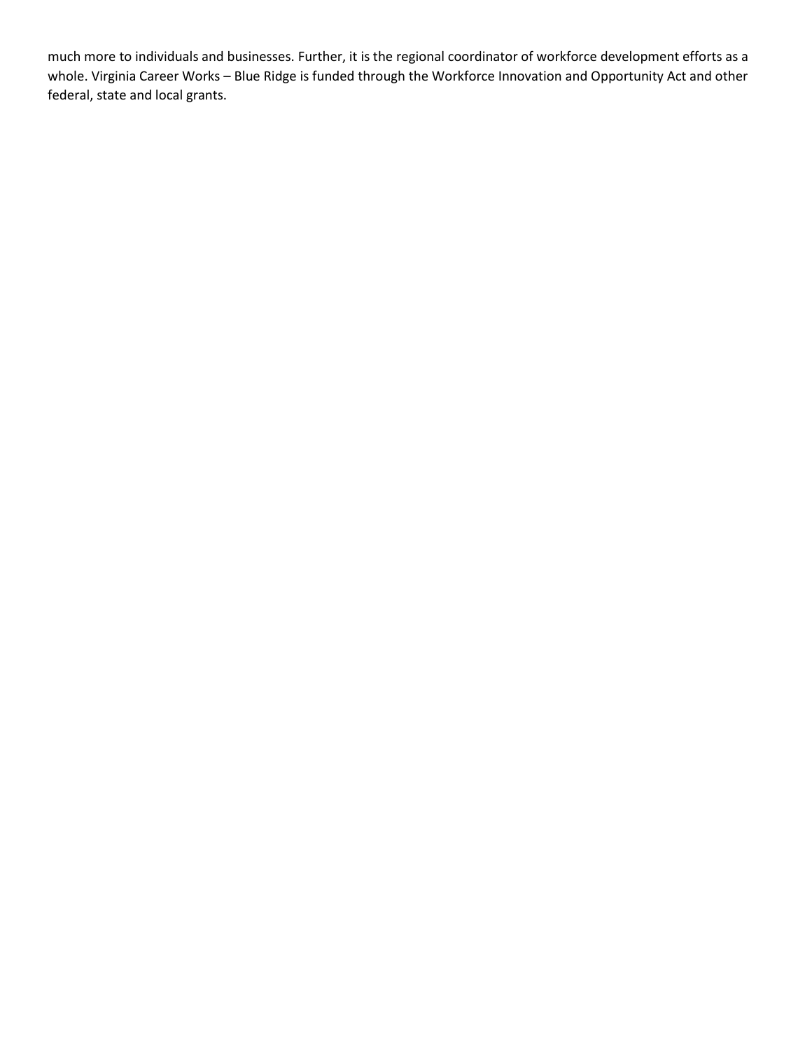much more to individuals and businesses. Further, it is the regional coordinator of workforce development efforts as a whole. Virginia Career Works – Blue Ridge is funded through the Workforce Innovation and Opportunity Act and other federal, state and local grants.